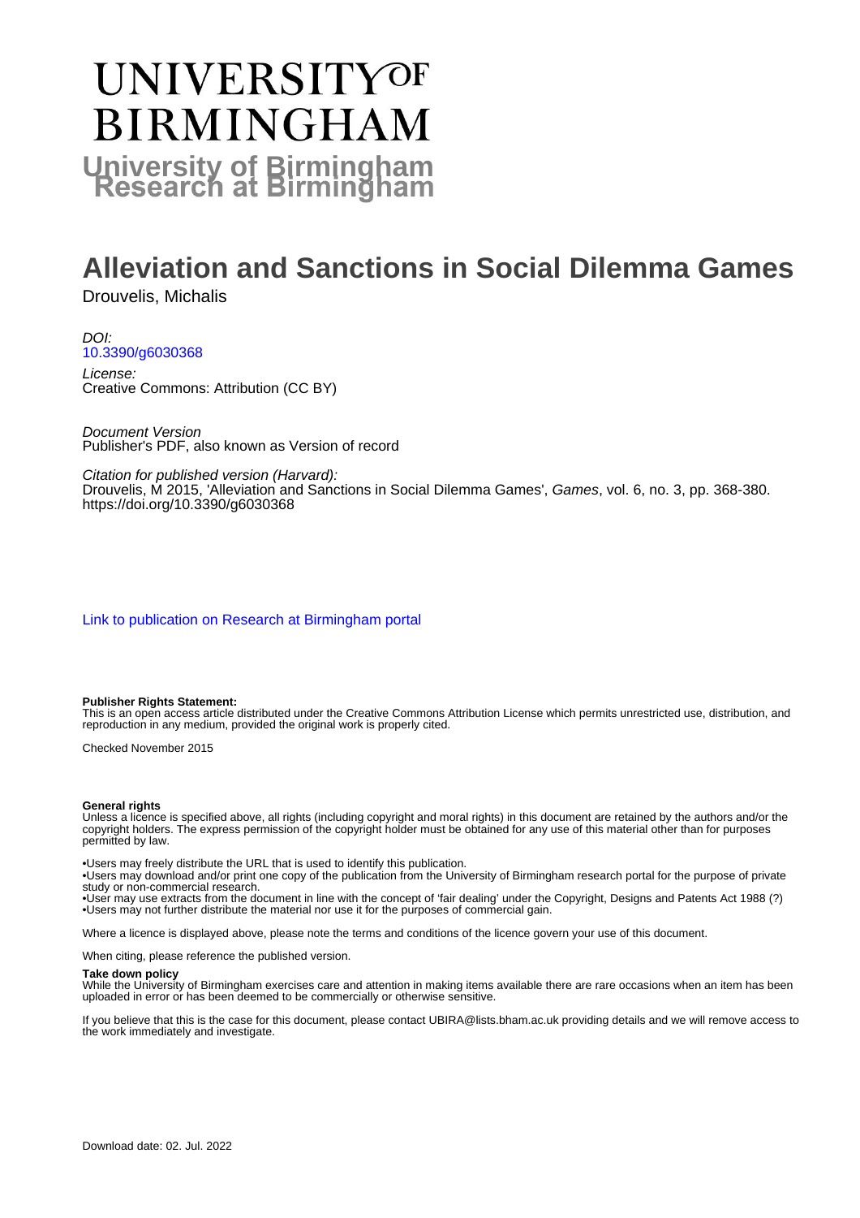# UNIVERSITY OF BIRMINGHAM

**University of Birmingham Research at Birmingham**

# Alleviation and Sanctions in Social Dilemma Games

Drouvelis, Michalis

*DOI:*
[10.3390/g6030368](https://doi.org/10.3390/g6030368)

*License:*
Creative Commons: Attribution (CC BY)

*Document Version*
Publisher's PDF, also known as Version of record

*Citation for published version (Harvard):*
Drouvelis, M 2015, 'Alleviation and Sanctions in Social Dilemma Games', *Games*, vol. 6, no. 3, pp. 368-380. https://doi.org/10.3390/g6030368

[Link to publication on Research at Birmingham portal]

**Publisher Rights Statement:**
This is an open access article distributed under the Creative Commons Attribution License which permits unrestricted use, distribution, and reproduction in any medium, provided the original work is properly cited.

Checked November 2015

**General rights**
Unless a licence is specified above, all rights (including copyright and moral rights) in this document are retained by the authors and/or the copyright holders. The express permission of the copyright holder must be obtained for any use of this material other than for purposes permitted by law.

•Users may freely distribute the URL that is used to identify this publication.
•Users may download and/or print one copy of the publication from the University of Birmingham research portal for the purpose of private study or non-commercial research.
•User may use extracts from the document in line with the concept of 'fair dealing' under the Copyright, Designs and Patents Act 1988 (?)
•Users may not further distribute the material nor use it for the purposes of commercial gain.

Where a licence is displayed above, please note the terms and conditions of the licence govern your use of this document.

When citing, please reference the published version.

**Take down policy**
While the University of Birmingham exercises care and attention in making items available there are rare occasions when an item has been uploaded in error or has been deemed to be commercially or otherwise sensitive.

If you believe that this is the case for this document, please contact UBIRA@lists.bham.ac.uk providing details and we will remove access to the work immediately and investigate.

Download date: 02. Jul. 2022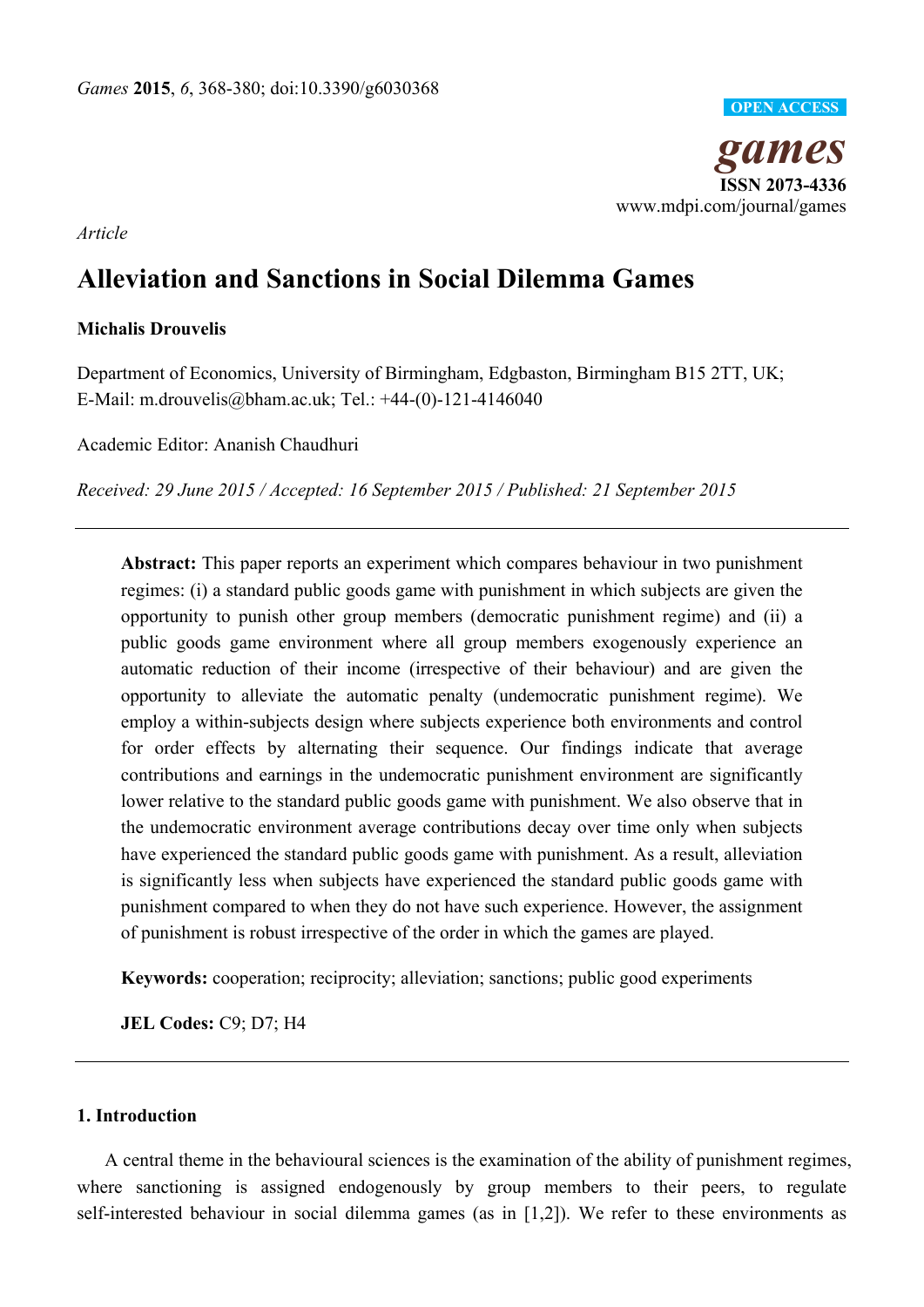*Games* **2015**, *6*, 368-380; doi:10.3390/g6030368

**OPEN ACCESS**

***games***

**ISSN 2073-4336**

www.mdpi.com/journal/games

*Article*

# Alleviation and Sanctions in Social Dilemma Games

**Michalis Drouvelis**

Department of Economics, University of Birmingham, Edgbaston, Birmingham B15 2TT, UK; E-Mail: m.drouvelis@bham.ac.uk; Tel.: +44-(0)-121-4146040

Academic Editor: Ananish Chaudhuri

*Received: 29 June 2015 / Accepted: 16 September 2015 / Published: 21 September 2015*

---

**Abstract:** This paper reports an experiment which compares behaviour in two punishment regimes: (i) a standard public goods game with punishment in which subjects are given the opportunity to punish other group members (democratic punishment regime) and (ii) a public goods game environment where all group members exogenously experience an automatic reduction of their income (irrespective of their behaviour) and are given the opportunity to alleviate the automatic penalty (undemocratic punishment regime). We employ a within-subjects design where subjects experience both environments and control for order effects by alternating their sequence. Our findings indicate that average contributions and earnings in the undemocratic punishment environment are significantly lower relative to the standard public goods game with punishment. We also observe that in the undemocratic environment average contributions decay over time only when subjects have experienced the standard public goods game with punishment. As a result, alleviation is significantly less when subjects have experienced the standard public goods game with punishment compared to when they do not have such experience. However, the assignment of punishment is robust irrespective of the order in which the games are played.

**Keywords:** cooperation; reciprocity; alleviation; sanctions; public good experiments

**JEL Codes:** C9; D7; H4

---

## 1. Introduction

A central theme in the behavioural sciences is the examination of the ability of punishment regimes, where sanctioning is assigned endogenously by group members to their peers, to regulate self-interested behaviour in social dilemma games (as in [1,2]). We refer to these environments as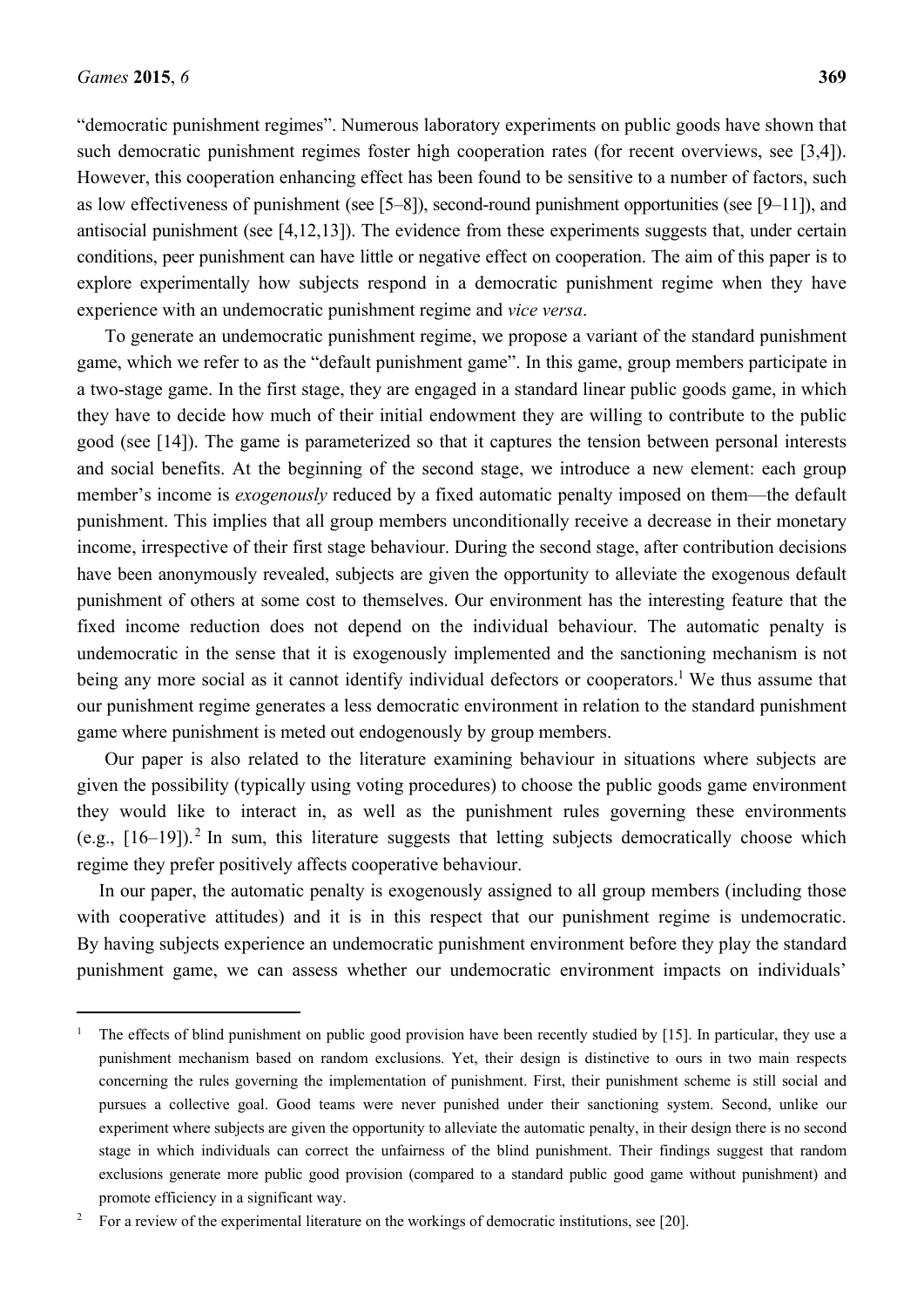"democratic punishment regimes". Numerous laboratory experiments on public goods have shown that such democratic punishment regimes foster high cooperation rates (for recent overviews, see [3,4]). However, this cooperation enhancing effect has been found to be sensitive to a number of factors, such as low effectiveness of punishment (see [5–8]), second-round punishment opportunities (see [9–11]), and antisocial punishment (see [4,12,13]). The evidence from these experiments suggests that, under certain conditions, peer punishment can have little or negative effect on cooperation. The aim of this paper is to explore experimentally how subjects respond in a democratic punishment regime when they have experience with an undemocratic punishment regime and *vice versa*.

To generate an undemocratic punishment regime, we propose a variant of the standard punishment game, which we refer to as the "default punishment game". In this game, group members participate in a two-stage game. In the first stage, they are engaged in a standard linear public goods game, in which they have to decide how much of their initial endowment they are willing to contribute to the public good (see [14]). The game is parameterized so that it captures the tension between personal interests and social benefits. At the beginning of the second stage, we introduce a new element: each group member's income is *exogenously* reduced by a fixed automatic penalty imposed on them—the default punishment. This implies that all group members unconditionally receive a decrease in their monetary income, irrespective of their first stage behaviour. During the second stage, after contribution decisions have been anonymously revealed, subjects are given the opportunity to alleviate the exogenous default punishment of others at some cost to themselves. Our environment has the interesting feature that the fixed income reduction does not depend on the individual behaviour. The automatic penalty is undemocratic in the sense that it is exogenously implemented and the sanctioning mechanism is not being any more social as it cannot identify individual defectors or cooperators.[1] We thus assume that our punishment regime generates a less democratic environment in relation to the standard punishment game where punishment is meted out endogenously by group members.

Our paper is also related to the literature examining behaviour in situations where subjects are given the possibility (typically using voting procedures) to choose the public goods game environment they would like to interact in, as well as the punishment rules governing these environments (e.g., [16–19]).[2] In sum, this literature suggests that letting subjects democratically choose which regime they prefer positively affects cooperative behaviour.

In our paper, the automatic penalty is exogenously assigned to all group members (including those with cooperative attitudes) and it is in this respect that our punishment regime is undemocratic. By having subjects experience an undemocratic punishment environment before they play the standard punishment game, we can assess whether our undemocratic environment impacts on individuals'

---

[1] The effects of blind punishment on public good provision have been recently studied by [15]. In particular, they use a punishment mechanism based on random exclusions. Yet, their design is distinctive to ours in two main respects concerning the rules governing the implementation of punishment. First, their punishment scheme is still social and pursues a collective goal. Good teams were never punished under their sanctioning system. Second, unlike our experiment where subjects are given the opportunity to alleviate the automatic penalty, in their design there is no second stage in which individuals can correct the unfairness of the blind punishment. Their findings suggest that random exclusions generate more public good provision (compared to a standard public good game without punishment) and promote efficiency in a significant way.

[2] For a review of the experimental literature on the workings of democratic institutions, see [20].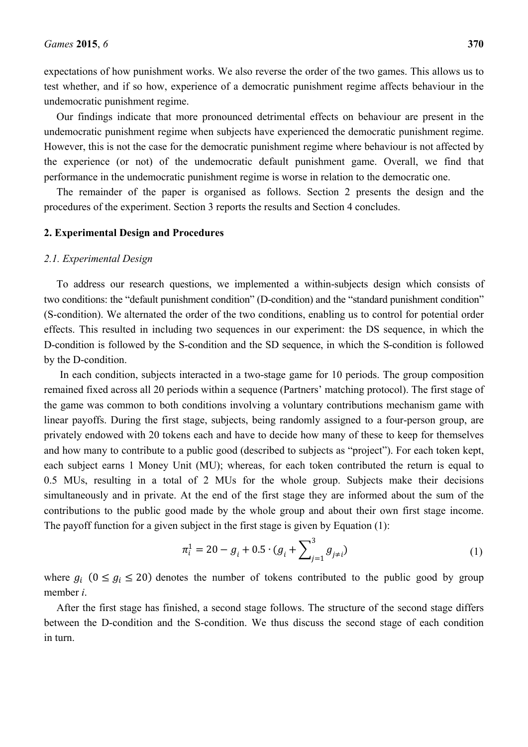expectations of how punishment works. We also reverse the order of the two games. This allows us to test whether, and if so how, experience of a democratic punishment regime affects behaviour in the undemocratic punishment regime.

Our findings indicate that more pronounced detrimental effects on behaviour are present in the undemocratic punishment regime when subjects have experienced the democratic punishment regime. However, this is not the case for the democratic punishment regime where behaviour is not affected by the experience (or not) of the undemocratic default punishment game. Overall, we find that performance in the undemocratic punishment regime is worse in relation to the democratic one.

The remainder of the paper is organised as follows. Section 2 presents the design and the procedures of the experiment. Section 3 reports the results and Section 4 concludes.

## 2. Experimental Design and Procedures

### 2.1. Experimental Design

To address our research questions, we implemented a within-subjects design which consists of two conditions: the "default punishment condition" (D-condition) and the "standard punishment condition" (S-condition). We alternated the order of the two conditions, enabling us to control for potential order effects. This resulted in including two sequences in our experiment: the DS sequence, in which the D-condition is followed by the S-condition and the SD sequence, in which the S-condition is followed by the D-condition.

In each condition, subjects interacted in a two-stage game for 10 periods. The group composition remained fixed across all 20 periods within a sequence (Partners' matching protocol). The first stage of the game was common to both conditions involving a voluntary contributions mechanism game with linear payoffs. During the first stage, subjects, being randomly assigned to a four-person group, are privately endowed with 20 tokens each and have to decide how many of these to keep for themselves and how many to contribute to a public good (described to subjects as "project"). For each token kept, each subject earns 1 Money Unit (MU); whereas, for each token contributed the return is equal to 0.5 MUs, resulting in a total of 2 MUs for the whole group. Subjects make their decisions simultaneously and in private. At the end of the first stage they are informed about the sum of the contributions to the public good made by the whole group and about their own first stage income. The payoff function for a given subject in the first stage is given by Equation (1):

$$\pi_i^1 = 20 - g_i + 0.5 \cdot \left(g_i + \sum_{j=1}^{3} g_{j \neq i}\right) \tag{1}$$

where $g_i$ $(0 \leq g_i \leq 20)$ denotes the number of tokens contributed to the public good by group member *i*.

After the first stage has finished, a second stage follows. The structure of the second stage differs between the D-condition and the S-condition. We thus discuss the second stage of each condition in turn.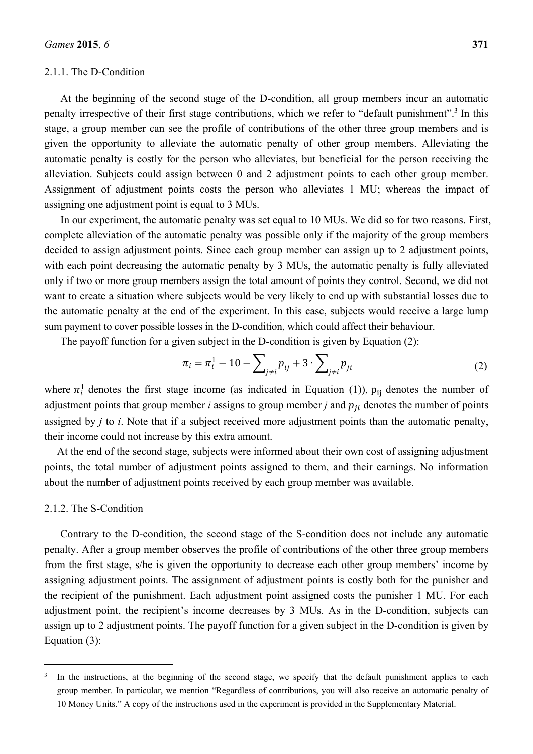### 2.1.1. The D-Condition

At the beginning of the second stage of the D-condition, all group members incur an automatic penalty irrespective of their first stage contributions, which we refer to "default punishment".[3] In this stage, a group member can see the profile of contributions of the other three group members and is given the opportunity to alleviate the automatic penalty of other group members. Alleviating the automatic penalty is costly for the person who alleviates, but beneficial for the person receiving the alleviation. Subjects could assign between 0 and 2 adjustment points to each other group member. Assignment of adjustment points costs the person who alleviates 1 MU; whereas the impact of assigning one adjustment point is equal to 3 MUs.

In our experiment, the automatic penalty was set equal to 10 MUs. We did so for two reasons. First, complete alleviation of the automatic penalty was possible only if the majority of the group members decided to assign adjustment points. Since each group member can assign up to 2 adjustment points, with each point decreasing the automatic penalty by 3 MUs, the automatic penalty is fully alleviated only if two or more group members assign the total amount of points they control. Second, we did not want to create a situation where subjects would be very likely to end up with substantial losses due to the automatic penalty at the end of the experiment. In this case, subjects would receive a large lump sum payment to cover possible losses in the D-condition, which could affect their behaviour.

The payoff function for a given subject in the D-condition is given by Equation (2):

$$\pi_i = \pi_i^1 - 10 - \sum_{j \neq i} p_{ij} + 3 \cdot \sum_{j \neq i} p_{ji} \tag{2}$$

where $\pi_i^1$ denotes the first stage income (as indicated in Equation (1)), $p_{ij}$ denotes the number of adjustment points that group member *i* assigns to group member *j* and $p_{ji}$ denotes the number of points assigned by *j* to *i*. Note that if a subject received more adjustment points than the automatic penalty, their income could not increase by this extra amount.

At the end of the second stage, subjects were informed about their own cost of assigning adjustment points, the total number of adjustment points assigned to them, and their earnings. No information about the number of adjustment points received by each group member was available.

### 2.1.2. The S-Condition

Contrary to the D-condition, the second stage of the S-condition does not include any automatic penalty. After a group member observes the profile of contributions of the other three group members from the first stage, s/he is given the opportunity to decrease each other group members' income by assigning adjustment points. The assignment of adjustment points is costly both for the punisher and the recipient of the punishment. Each adjustment point assigned costs the punisher 1 MU. For each adjustment point, the recipient's income decreases by 3 MUs. As in the D-condition, subjects can assign up to 2 adjustment points. The payoff function for a given subject in the D-condition is given by Equation (3):

---

[3] In the instructions, at the beginning of the second stage, we specify that the default punishment applies to each group member. In particular, we mention "Regardless of contributions, you will also receive an automatic penalty of 10 Money Units." A copy of the instructions used in the experiment is provided in the Supplementary Material.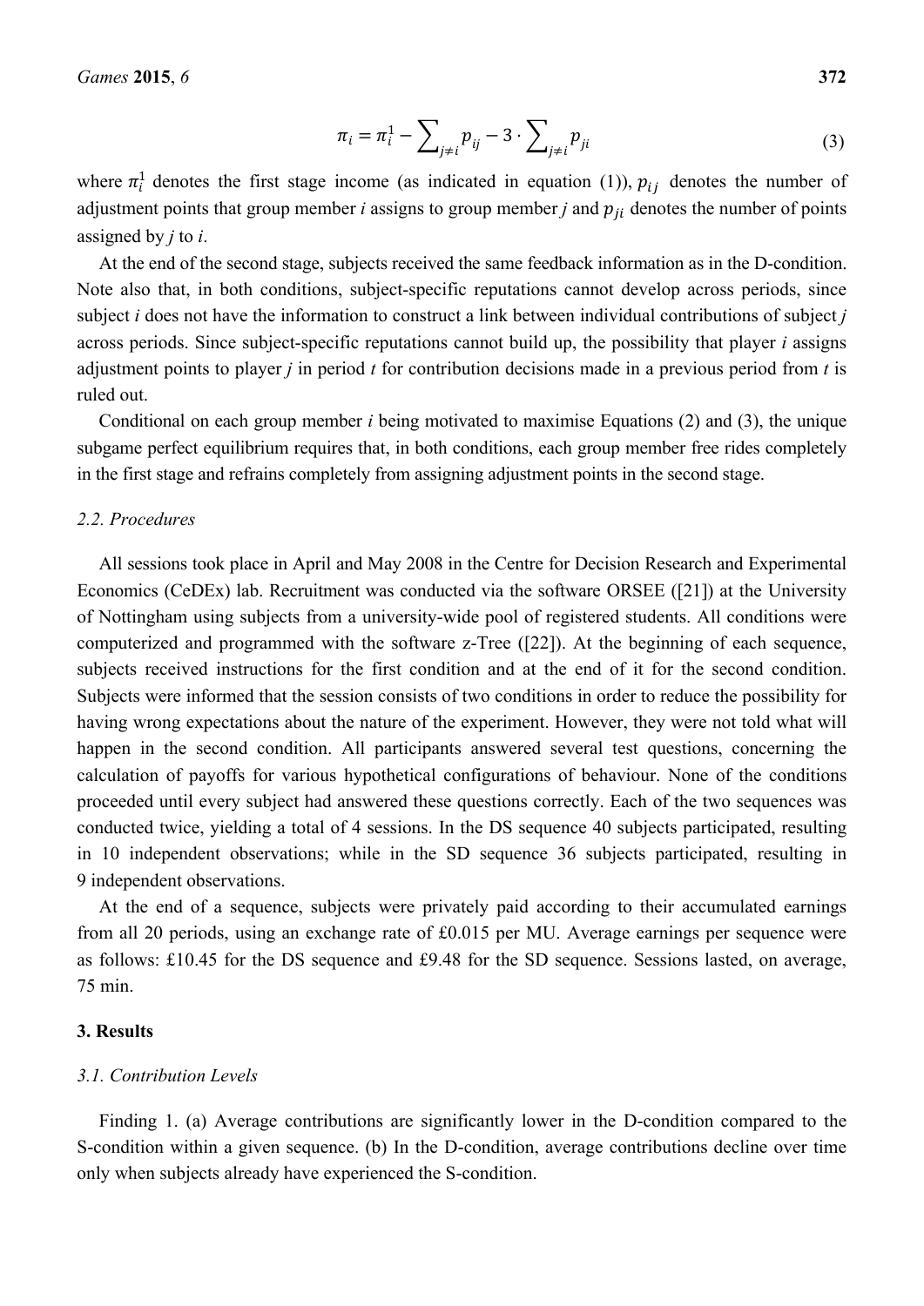$$\pi_i = \pi_i^1 - \sum\nolimits_{j \neq i} p_{ij} - 3 \cdot \sum\nolimits_{j \neq i} p_{ji} \tag{3}$$

where $\pi_i^1$ denotes the first stage income (as indicated in equation (1)), $p_{ij}$ denotes the number of adjustment points that group member *i* assigns to group member *j* and $p_{ji}$ denotes the number of points assigned by *j* to *i*.

At the end of the second stage, subjects received the same feedback information as in the D-condition. Note also that, in both conditions, subject-specific reputations cannot develop across periods, since subject *i* does not have the information to construct a link between individual contributions of subject *j* across periods. Since subject-specific reputations cannot build up, the possibility that player *i* assigns adjustment points to player *j* in period *t* for contribution decisions made in a previous period from *t* is ruled out.

Conditional on each group member *i* being motivated to maximise Equations (2) and (3), the unique subgame perfect equilibrium requires that, in both conditions, each group member free rides completely in the first stage and refrains completely from assigning adjustment points in the second stage.

### *2.2. Procedures*

All sessions took place in April and May 2008 in the Centre for Decision Research and Experimental Economics (CeDEx) lab. Recruitment was conducted via the software ORSEE ([21]) at the University of Nottingham using subjects from a university-wide pool of registered students. All conditions were computerized and programmed with the software z-Tree ([22]). At the beginning of each sequence, subjects received instructions for the first condition and at the end of it for the second condition. Subjects were informed that the session consists of two conditions in order to reduce the possibility for having wrong expectations about the nature of the experiment. However, they were not told what will happen in the second condition. All participants answered several test questions, concerning the calculation of payoffs for various hypothetical configurations of behaviour. None of the conditions proceeded until every subject had answered these questions correctly. Each of the two sequences was conducted twice, yielding a total of 4 sessions. In the DS sequence 40 subjects participated, resulting in 10 independent observations; while in the SD sequence 36 subjects participated, resulting in 9 independent observations.

At the end of a sequence, subjects were privately paid according to their accumulated earnings from all 20 periods, using an exchange rate of £0.015 per MU. Average earnings per sequence were as follows: £10.45 for the DS sequence and £9.48 for the SD sequence. Sessions lasted, on average, 75 min.

## 3. Results

### *3.1. Contribution Levels*

Finding 1. (a) Average contributions are significantly lower in the D-condition compared to the S-condition within a given sequence. (b) In the D-condition, average contributions decline over time only when subjects already have experienced the S-condition.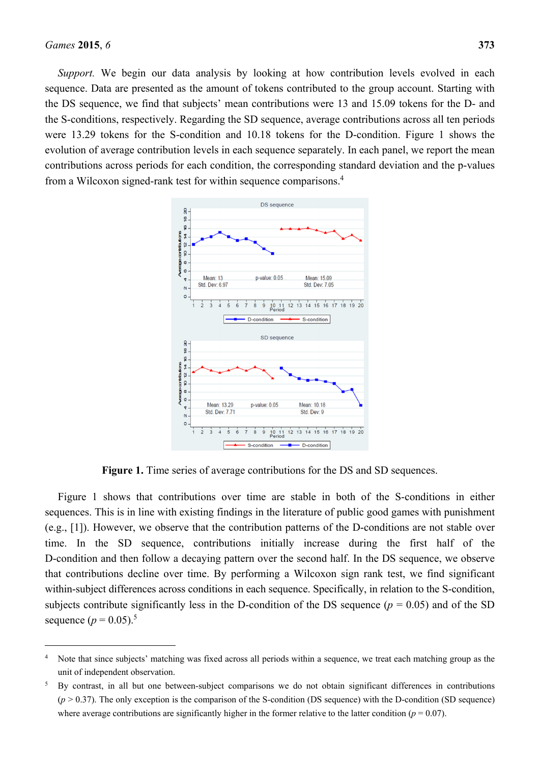*Support.* We begin our data analysis by looking at how contribution levels evolved in each sequence. Data are presented as the amount of tokens contributed to the group account. Starting with the DS sequence, we find that subjects' mean contributions were 13 and 15.09 tokens for the D- and the S-conditions, respectively. Regarding the SD sequence, average contributions across all ten periods were 13.29 tokens for the S-condition and 10.18 tokens for the D-condition. Figure 1 shows the evolution of average contribution levels in each sequence separately. In each panel, we report the mean contributions across periods for each condition, the corresponding standard deviation and the p-values from a Wilcoxon signed-rank test for within sequence comparisons.[4]

**Figure 1.** Time series of average contributions for the DS and SD sequences.

Figure 1 shows that contributions over time are stable in both of the S-conditions in either sequences. This is in line with existing findings in the literature of public good games with punishment (e.g., [1]). However, we observe that the contribution patterns of the D-conditions are not stable over time. In the SD sequence, contributions initially increase during the first half of the D-condition and then follow a decaying pattern over the second half. In the DS sequence, we observe that contributions decline over time. By performing a Wilcoxon sign rank test, we find significant within-subject differences across conditions in each sequence. Specifically, in relation to the S-condition, subjects contribute significantly less in the D-condition of the DS sequence ($p = 0.05$) and of the SD sequence ($p = 0.05$).[5]

---

[4] Note that since subjects' matching was fixed across all periods within a sequence, we treat each matching group as the unit of independent observation.

[5] By contrast, in all but one between-subject comparisons we do not obtain significant differences in contributions ($p > 0.37$). The only exception is the comparison of the S-condition (DS sequence) with the D-condition (SD sequence) where average contributions are significantly higher in the former relative to the latter condition ($p = 0.07$).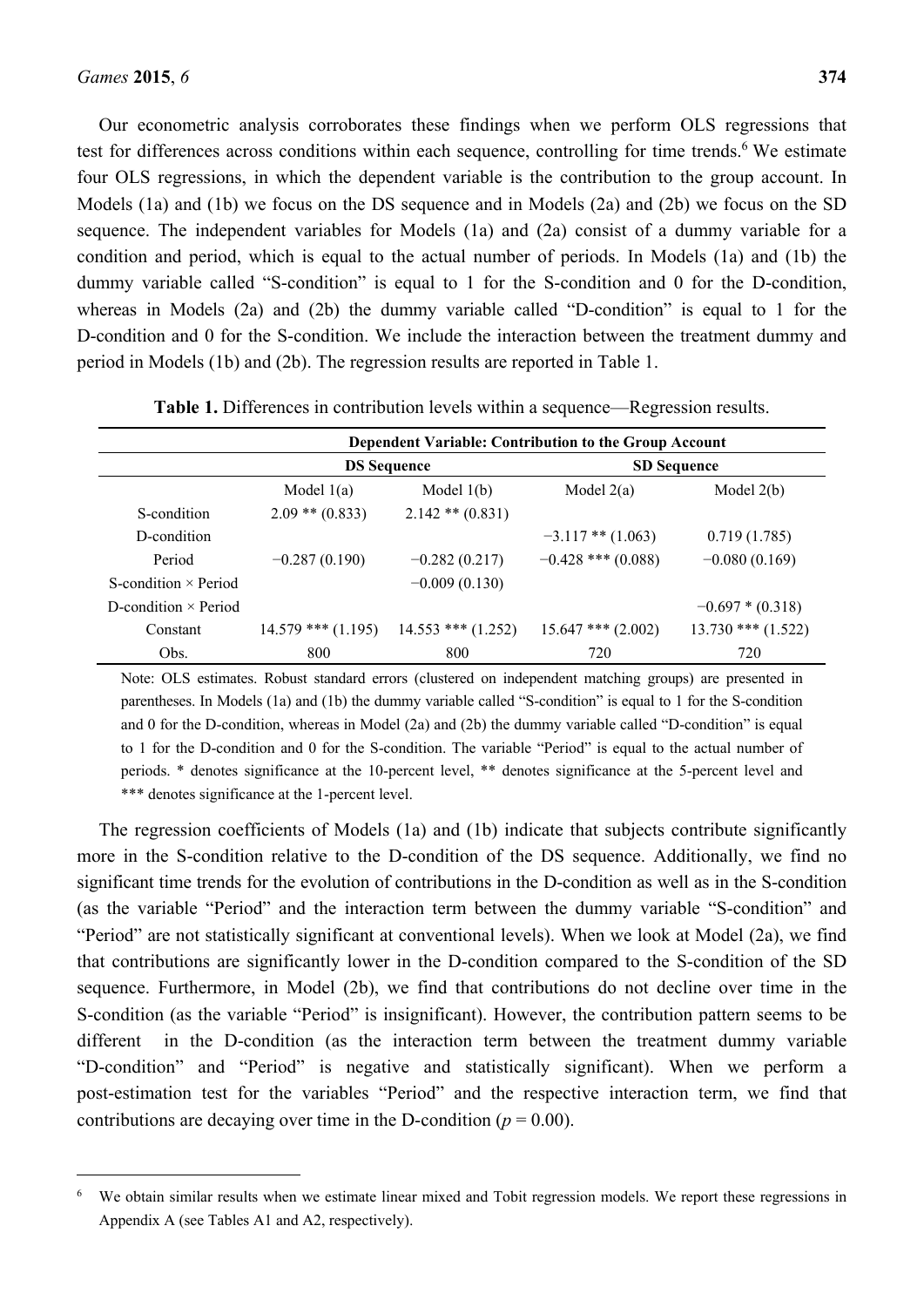Our econometric analysis corroborates these findings when we perform OLS regressions that test for differences across conditions within each sequence, controlling for time trends.[6] We estimate four OLS regressions, in which the dependent variable is the contribution to the group account. In Models (1a) and (1b) we focus on the DS sequence and in Models (2a) and (2b) we focus on the SD sequence. The independent variables for Models (1a) and (2a) consist of a dummy variable for a condition and period, which is equal to the actual number of periods. In Models (1a) and (1b) the dummy variable called "S-condition" is equal to 1 for the S-condition and 0 for the D-condition, whereas in Models (2a) and (2b) the dummy variable called "D-condition" is equal to 1 for the D-condition and 0 for the S-condition. We include the interaction between the treatment dummy and period in Models (1b) and (2b). The regression results are reported in Table 1.

**Table 1.** Differences in contribution levels within a sequence—Regression results.

| | Dependent Variable: Contribution to the Group Account | | | |
|---|---|---|---|---|
| | DS Sequence | | SD Sequence | |
| | Model 1(a) | Model 1(b) | Model 2(a) | Model 2(b) |
| S-condition | 2.09 ** (0.833) | 2.142 ** (0.831) | | |
| D-condition | | | −3.117 ** (1.063) | 0.719 (1.785) |
| Period | −0.287 (0.190) | −0.282 (0.217) | −0.428 *** (0.088) | −0.080 (0.169) |
| S-condition × Period | | −0.009 (0.130) | | |
| D-condition × Period | | | | −0.697 * (0.318) |
| Constant | 14.579 *** (1.195) | 14.553 *** (1.252) | 15.647 *** (2.002) | 13.730 *** (1.522) |
| Obs. | 800 | 800 | 720 | 720 |

Note: OLS estimates. Robust standard errors (clustered on independent matching groups) are presented in parentheses. In Models (1a) and (1b) the dummy variable called "S-condition" is equal to 1 for the S-condition and 0 for the D-condition, whereas in Model (2a) and (2b) the dummy variable called "D-condition" is equal to 1 for the D-condition and 0 for the S-condition. The variable "Period" is equal to the actual number of periods. * denotes significance at the 10-percent level, ** denotes significance at the 5-percent level and *** denotes significance at the 1-percent level.

The regression coefficients of Models (1a) and (1b) indicate that subjects contribute significantly more in the S-condition relative to the D-condition of the DS sequence. Additionally, we find no significant time trends for the evolution of contributions in the D-condition as well as in the S-condition (as the variable "Period" and the interaction term between the dummy variable "S-condition" and "Period" are not statistically significant at conventional levels). When we look at Model (2a), we find that contributions are significantly lower in the D-condition compared to the S-condition of the SD sequence. Furthermore, in Model (2b), we find that contributions do not decline over time in the S-condition (as the variable "Period" is insignificant). However, the contribution pattern seems to be different in the D-condition (as the interaction term between the treatment dummy variable "D-condition" and "Period" is negative and statistically significant). When we perform a post-estimation test for the variables "Period" and the respective interaction term, we find that contributions are decaying over time in the D-condition ($p = 0.00$).

[6] We obtain similar results when we estimate linear mixed and Tobit regression models. We report these regressions in Appendix A (see Tables A1 and A2, respectively).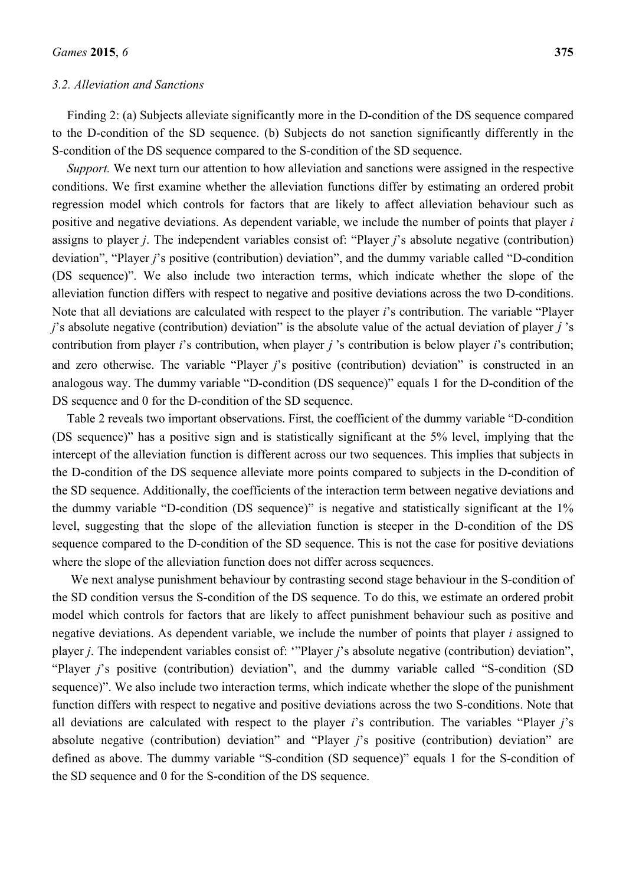### 3.2. Alleviation and Sanctions

Finding 2: (a) Subjects alleviate significantly more in the D-condition of the DS sequence compared to the D-condition of the SD sequence. (b) Subjects do not sanction significantly differently in the S-condition of the DS sequence compared to the S-condition of the SD sequence.

*Support.* We next turn our attention to how alleviation and sanctions were assigned in the respective conditions. We first examine whether the alleviation functions differ by estimating an ordered probit regression model which controls for factors that are likely to affect alleviation behaviour such as positive and negative deviations. As dependent variable, we include the number of points that player *i* assigns to player *j*. The independent variables consist of: "Player *j*'s absolute negative (contribution) deviation", "Player *j*'s positive (contribution) deviation", and the dummy variable called "D-condition (DS sequence)". We also include two interaction terms, which indicate whether the slope of the alleviation function differs with respect to negative and positive deviations across the two D-conditions. Note that all deviations are calculated with respect to the player *i*'s contribution. The variable "Player *j*'s absolute negative (contribution) deviation" is the absolute value of the actual deviation of player *j* 's contribution from player *i*'s contribution, when player *j* 's contribution is below player *i*'s contribution; and zero otherwise. The variable "Player *j*'s positive (contribution) deviation" is constructed in an analogous way. The dummy variable "D-condition (DS sequence)" equals 1 for the D-condition of the DS sequence and 0 for the D-condition of the SD sequence.

Table 2 reveals two important observations. First, the coefficient of the dummy variable "D-condition (DS sequence)" has a positive sign and is statistically significant at the 5% level, implying that the intercept of the alleviation function is different across our two sequences. This implies that subjects in the D-condition of the DS sequence alleviate more points compared to subjects in the D-condition of the SD sequence. Additionally, the coefficients of the interaction term between negative deviations and the dummy variable "D-condition (DS sequence)" is negative and statistically significant at the 1% level, suggesting that the slope of the alleviation function is steeper in the D-condition of the DS sequence compared to the D-condition of the SD sequence. This is not the case for positive deviations where the slope of the alleviation function does not differ across sequences.

We next analyse punishment behaviour by contrasting second stage behaviour in the S-condition of the SD condition versus the S-condition of the DS sequence. To do this, we estimate an ordered probit model which controls for factors that are likely to affect punishment behaviour such as positive and negative deviations. As dependent variable, we include the number of points that player *i* assigned to player *j*. The independent variables consist of: '"Player *j*'s absolute negative (contribution) deviation", "Player *j*'s positive (contribution) deviation", and the dummy variable called "S-condition (SD sequence)". We also include two interaction terms, which indicate whether the slope of the punishment function differs with respect to negative and positive deviations across the two S-conditions. Note that all deviations are calculated with respect to the player *i*'s contribution. The variables "Player *j*'s absolute negative (contribution) deviation" and "Player *j*'s positive (contribution) deviation" are defined as above. The dummy variable "S-condition (SD sequence)" equals 1 for the S-condition of the SD sequence and 0 for the S-condition of the DS sequence.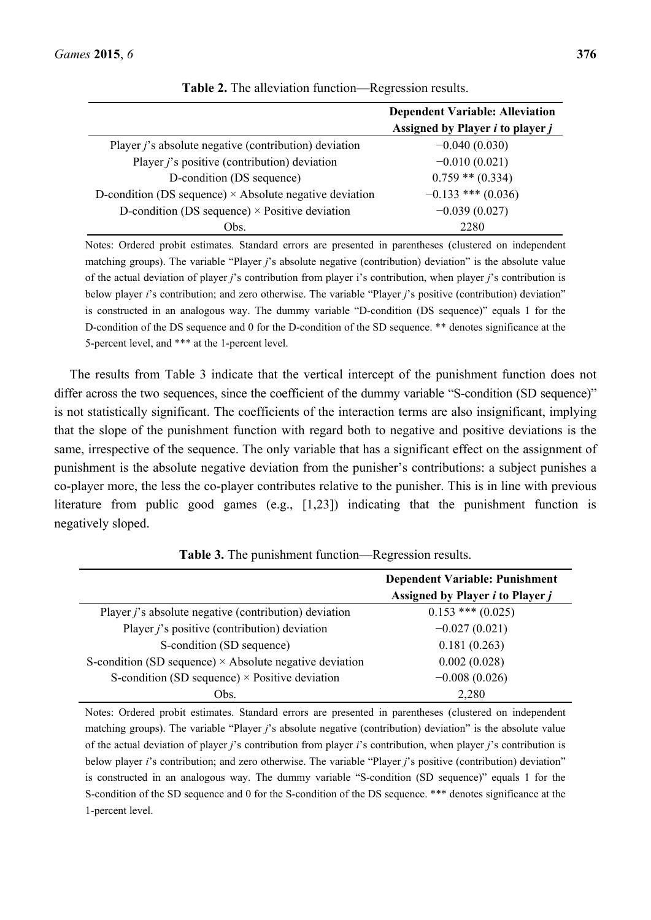**Table 2.** The alleviation function—Regression results.

| | Dependent Variable: Alleviation Assigned by Player $i$ to player $j$ |
|---|---|
| Player $j$'s absolute negative (contribution) deviation | −0.040 (0.030) |
| Player $j$'s positive (contribution) deviation | −0.010 (0.021) |
| D-condition (DS sequence) | 0.759 ** (0.334) |
| D-condition (DS sequence) × Absolute negative deviation | −0.133 *** (0.036) |
| D-condition (DS sequence) × Positive deviation | −0.039 (0.027) |
| Obs. | 2280 |

Notes: Ordered probit estimates. Standard errors are presented in parentheses (clustered on independent matching groups). The variable "Player $j$'s absolute negative (contribution) deviation" is the absolute value of the actual deviation of player $j$'s contribution from player i's contribution, when player $j$'s contribution is below player $i$'s contribution; and zero otherwise. The variable "Player $j$'s positive (contribution) deviation" is constructed in an analogous way. The dummy variable "D-condition (DS sequence)" equals 1 for the D-condition of the DS sequence and 0 for the D-condition of the SD sequence. ** denotes significance at the 5-percent level, and *** at the 1-percent level.

The results from Table 3 indicate that the vertical intercept of the punishment function does not differ across the two sequences, since the coefficient of the dummy variable "S-condition (SD sequence)" is not statistically significant. The coefficients of the interaction terms are also insignificant, implying that the slope of the punishment function with regard both to negative and positive deviations is the same, irrespective of the sequence. The only variable that has a significant effect on the assignment of punishment is the absolute negative deviation from the punisher's contributions: a subject punishes a co-player more, the less the co-player contributes relative to the punisher. This is in line with previous literature from public good games (e.g., [1,23]) indicating that the punishment function is negatively sloped.

**Table 3.** The punishment function—Regression results.

| | Dependent Variable: Punishment Assigned by Player $i$ to Player $j$ |
|---|---|
| Player $j$'s absolute negative (contribution) deviation | 0.153 *** (0.025) |
| Player $j$'s positive (contribution) deviation | −0.027 (0.021) |
| S-condition (SD sequence) | 0.181 (0.263) |
| S-condition (SD sequence) × Absolute negative deviation | 0.002 (0.028) |
| S-condition (SD sequence) × Positive deviation | −0.008 (0.026) |
| Obs. | 2,280 |

Notes: Ordered probit estimates. Standard errors are presented in parentheses (clustered on independent matching groups). The variable "Player $j$'s absolute negative (contribution) deviation" is the absolute value of the actual deviation of player $j$'s contribution from player $i$'s contribution, when player $j$'s contribution is below player $i$'s contribution; and zero otherwise. The variable "Player $j$'s positive (contribution) deviation" is constructed in an analogous way. The dummy variable "S-condition (SD sequence)" equals 1 for the S-condition of the SD sequence and 0 for the S-condition of the DS sequence. *** denotes significance at the 1-percent level.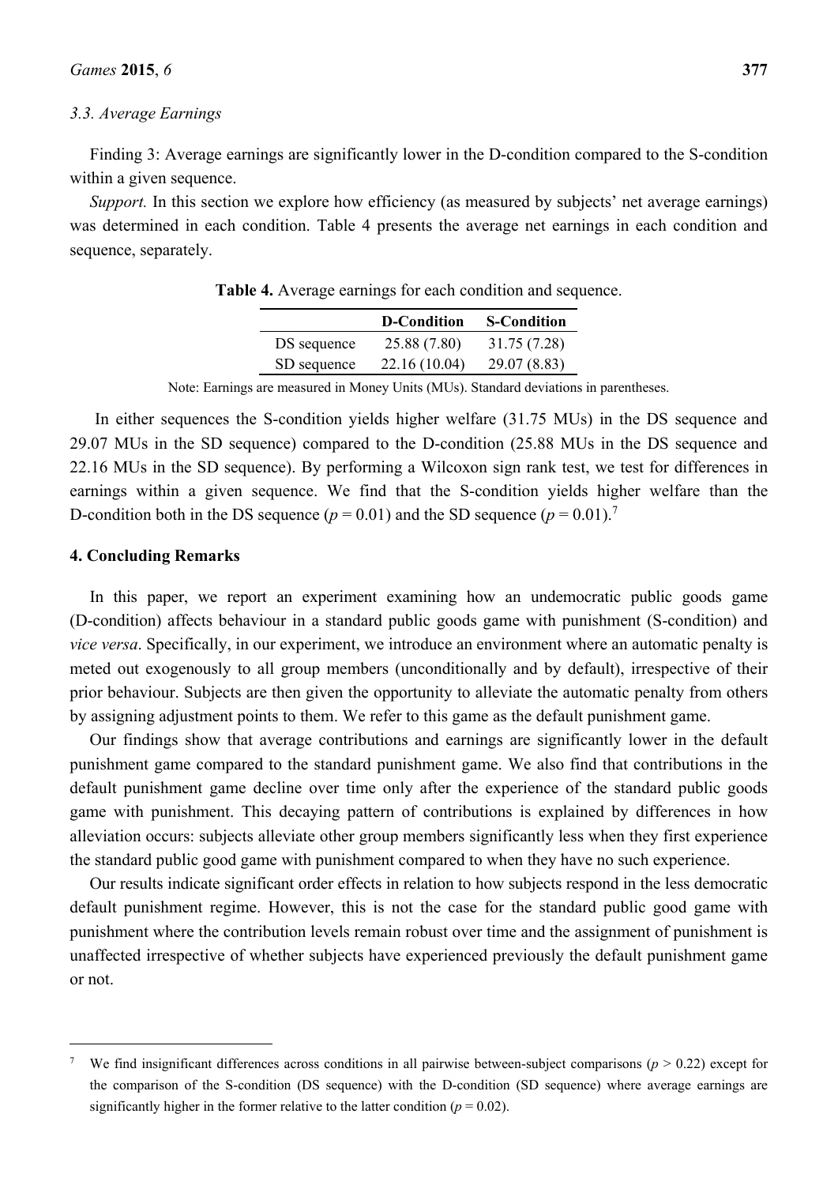### 3.3. Average Earnings

Finding 3: Average earnings are significantly lower in the D-condition compared to the S-condition within a given sequence.

*Support.* In this section we explore how efficiency (as measured by subjects' net average earnings) was determined in each condition. Table 4 presents the average net earnings in each condition and sequence, separately.

**Table 4.** Average earnings for each condition and sequence.

| | D-Condition | S-Condition |
|---|---|---|
| DS sequence | 25.88 (7.80) | 31.75 (7.28) |
| SD sequence | 22.16 (10.04) | 29.07 (8.83) |

Note: Earnings are measured in Money Units (MUs). Standard deviations in parentheses.

In either sequences the S-condition yields higher welfare (31.75 MUs) in the DS sequence and 29.07 MUs in the SD sequence) compared to the D-condition (25.88 MUs in the DS sequence and 22.16 MUs in the SD sequence). By performing a Wilcoxon sign rank test, we test for differences in earnings within a given sequence. We find that the S-condition yields higher welfare than the D-condition both in the DS sequence ($p = 0.01$) and the SD sequence ($p = 0.01$).[7]

## 4. Concluding Remarks

In this paper, we report an experiment examining how an undemocratic public goods game (D-condition) affects behaviour in a standard public goods game with punishment (S-condition) and *vice versa*. Specifically, in our experiment, we introduce an environment where an automatic penalty is meted out exogenously to all group members (unconditionally and by default), irrespective of their prior behaviour. Subjects are then given the opportunity to alleviate the automatic penalty from others by assigning adjustment points to them. We refer to this game as the default punishment game.

Our findings show that average contributions and earnings are significantly lower in the default punishment game compared to the standard punishment game. We also find that contributions in the default punishment game decline over time only after the experience of the standard public goods game with punishment. This decaying pattern of contributions is explained by differences in how alleviation occurs: subjects alleviate other group members significantly less when they first experience the standard public good game with punishment compared to when they have no such experience.

Our results indicate significant order effects in relation to how subjects respond in the less democratic default punishment regime. However, this is not the case for the standard public good game with punishment where the contribution levels remain robust over time and the assignment of punishment is unaffected irrespective of whether subjects have experienced previously the default punishment game or not.

---

[7] We find insignificant differences across conditions in all pairwise between-subject comparisons ($p > 0.22$) except for the comparison of the S-condition (DS sequence) with the D-condition (SD sequence) where average earnings are significantly higher in the former relative to the latter condition ($p = 0.02$).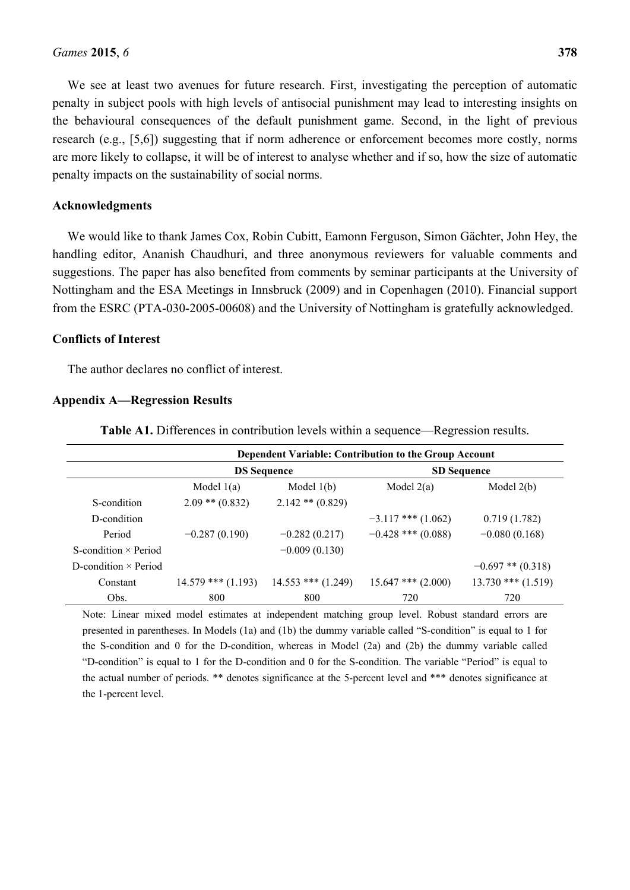We see at least two avenues for future research. First, investigating the perception of automatic penalty in subject pools with high levels of antisocial punishment may lead to interesting insights on the behavioural consequences of the default punishment game. Second, in the light of previous research (e.g., [5,6]) suggesting that if norm adherence or enforcement becomes more costly, norms are more likely to collapse, it will be of interest to analyse whether and if so, how the size of automatic penalty impacts on the sustainability of social norms.

## Acknowledgments

We would like to thank James Cox, Robin Cubitt, Eamonn Ferguson, Simon Gächter, John Hey, the handling editor, Ananish Chaudhuri, and three anonymous reviewers for valuable comments and suggestions. The paper has also benefited from comments by seminar participants at the University of Nottingham and the ESA Meetings in Innsbruck (2009) and in Copenhagen (2010). Financial support from the ESRC (PTA-030-2005-00608) and the University of Nottingham is gratefully acknowledged.

## Conflicts of Interest

The author declares no conflict of interest.

## Appendix A—Regression Results

**Table A1.** Differences in contribution levels within a sequence—Regression results.

| | **Dependent Variable: Contribution to the Group Account** | | | |
|---|---|---|---|---|
| | **DS Sequence** | | **SD Sequence** | |
| | Model 1(a) | Model 1(b) | Model 2(a) | Model 2(b) |
| S-condition | 2.09 ** (0.832) | 2.142 ** (0.829) | | |
| D-condition | | | −3.117 *** (1.062) | 0.719 (1.782) |
| Period | −0.287 (0.190) | −0.282 (0.217) | −0.428 *** (0.088) | −0.080 (0.168) |
| S-condition × Period | | −0.009 (0.130) | | |
| D-condition × Period | | | | −0.697 ** (0.318) |
| Constant | 14.579 *** (1.193) | 14.553 *** (1.249) | 15.647 *** (2.000) | 13.730 *** (1.519) |
| Obs. | 800 | 800 | 720 | 720 |

Note: Linear mixed model estimates at independent matching group level. Robust standard errors are presented in parentheses. In Models (1a) and (1b) the dummy variable called "S-condition" is equal to 1 for the S-condition and 0 for the D-condition, whereas in Model (2a) and (2b) the dummy variable called "D-condition" is equal to 1 for the D-condition and 0 for the S-condition. The variable "Period" is equal to the actual number of periods. ** denotes significance at the 5-percent level and *** denotes significance at the 1-percent level.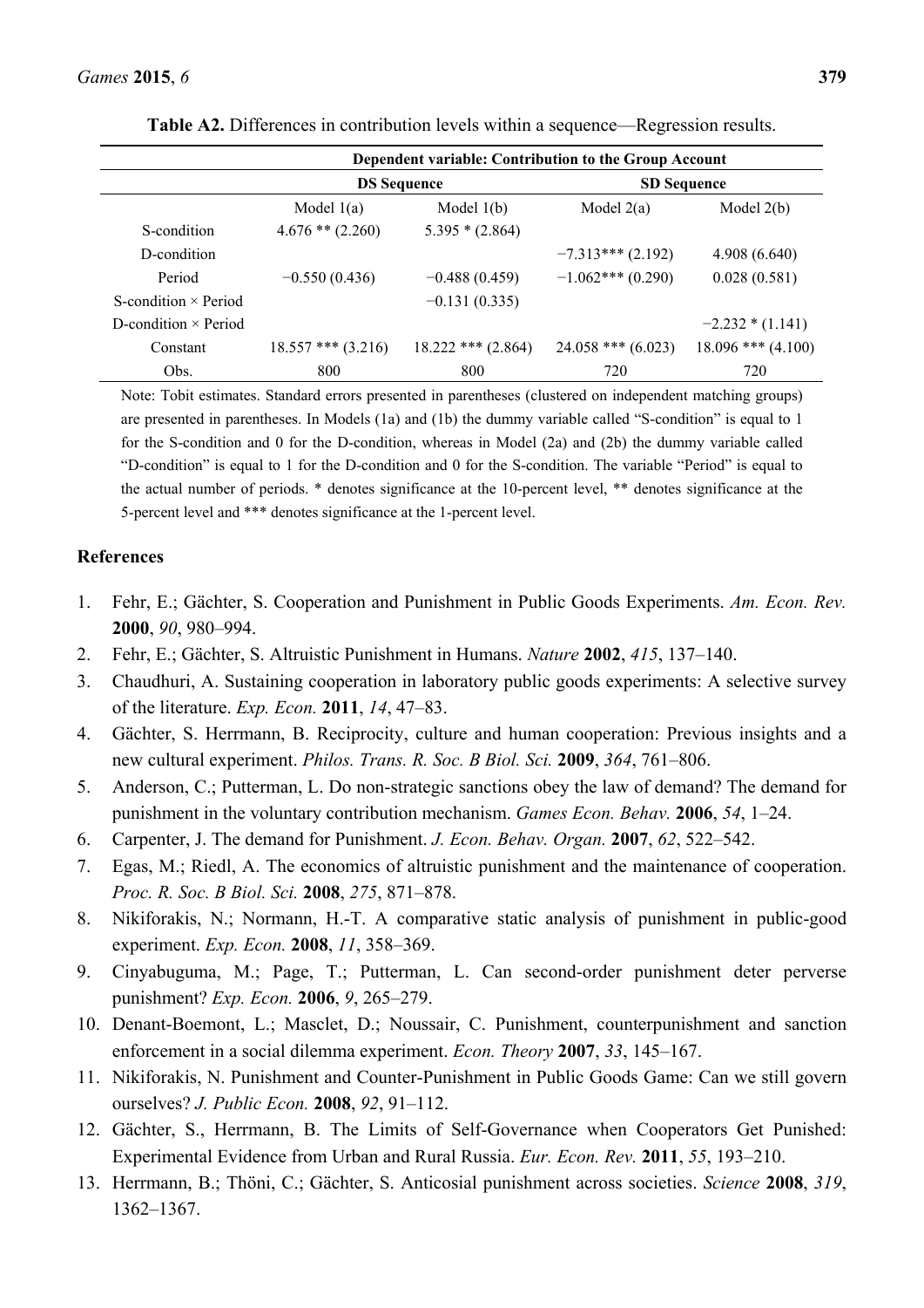**Table A2.** Differences in contribution levels within a sequence—Regression results.

| | Dependent variable: Contribution to the Group Account | | | |
|---|---|---|---|---|
| | **DS Sequence** | | **SD Sequence** | |
| | Model 1(a) | Model 1(b) | Model 2(a) | Model 2(b) |
| S-condition | 4.676 ** (2.260) | 5.395 * (2.864) | | |
| D-condition | | | −7.313*** (2.192) | 4.908 (6.640) |
| Period | −0.550 (0.436) | −0.488 (0.459) | −1.062*** (0.290) | 0.028 (0.581) |
| S-condition × Period | | −0.131 (0.335) | | |
| D-condition × Period | | | | −2.232 * (1.141) |
| Constant | 18.557 *** (3.216) | 18.222 *** (2.864) | 24.058 *** (6.023) | 18.096 *** (4.100) |
| Obs. | 800 | 800 | 720 | 720 |

Note: Tobit estimates. Standard errors presented in parentheses (clustered on independent matching groups) are presented in parentheses. In Models (1a) and (1b) the dummy variable called "S-condition" is equal to 1 for the S-condition and 0 for the D-condition, whereas in Model (2a) and (2b) the dummy variable called "D-condition" is equal to 1 for the D-condition and 0 for the S-condition. The variable "Period" is equal to the actual number of periods. * denotes significance at the 10-percent level, ** denotes significance at the 5-percent level and *** denotes significance at the 1-percent level.

## References

1. Fehr, E.; Gächter, S. Cooperation and Punishment in Public Goods Experiments. *Am. Econ. Rev.* **2000**, *90*, 980–994.
2. Fehr, E.; Gächter, S. Altruistic Punishment in Humans. *Nature* **2002**, *415*, 137–140.
3. Chaudhuri, A. Sustaining cooperation in laboratory public goods experiments: A selective survey of the literature. *Exp. Econ.* **2011**, *14*, 47–83.
4. Gächter, S. Herrmann, B. Reciprocity, culture and human cooperation: Previous insights and a new cultural experiment. *Philos. Trans. R. Soc. B Biol. Sci.* **2009**, *364*, 761–806.
5. Anderson, C.; Putterman, L. Do non-strategic sanctions obey the law of demand? The demand for punishment in the voluntary contribution mechanism. *Games Econ. Behav.* **2006**, *54*, 1–24.
6. Carpenter, J. The demand for Punishment. *J. Econ. Behav. Organ.* **2007**, *62*, 522–542.
7. Egas, M.; Riedl, A. The economics of altruistic punishment and the maintenance of cooperation. *Proc. R. Soc. B Biol. Sci.* **2008**, *275*, 871–878.
8. Nikiforakis, N.; Normann, H.-T. A comparative static analysis of punishment in public-good experiment. *Exp. Econ.* **2008**, *11*, 358–369.
9. Cinyabuguma, M.; Page, T.; Putterman, L. Can second-order punishment deter perverse punishment? *Exp. Econ.* **2006**, *9*, 265–279.
10. Denant-Boemont, L.; Masclet, D.; Noussair, C. Punishment, counterpunishment and sanction enforcement in a social dilemma experiment. *Econ. Theory* **2007**, *33*, 145–167.
11. Nikiforakis, N. Punishment and Counter-Punishment in Public Goods Game: Can we still govern ourselves? *J. Public Econ.* **2008**, *92*, 91–112.
12. Gächter, S., Herrmann, B. The Limits of Self-Governance when Cooperators Get Punished: Experimental Evidence from Urban and Rural Russia. *Eur. Econ. Rev.* **2011**, *55*, 193–210.
13. Herrmann, B.; Thöni, C.; Gächter, S. Anticosial punishment across societies. *Science* **2008**, *319*, 1362–1367.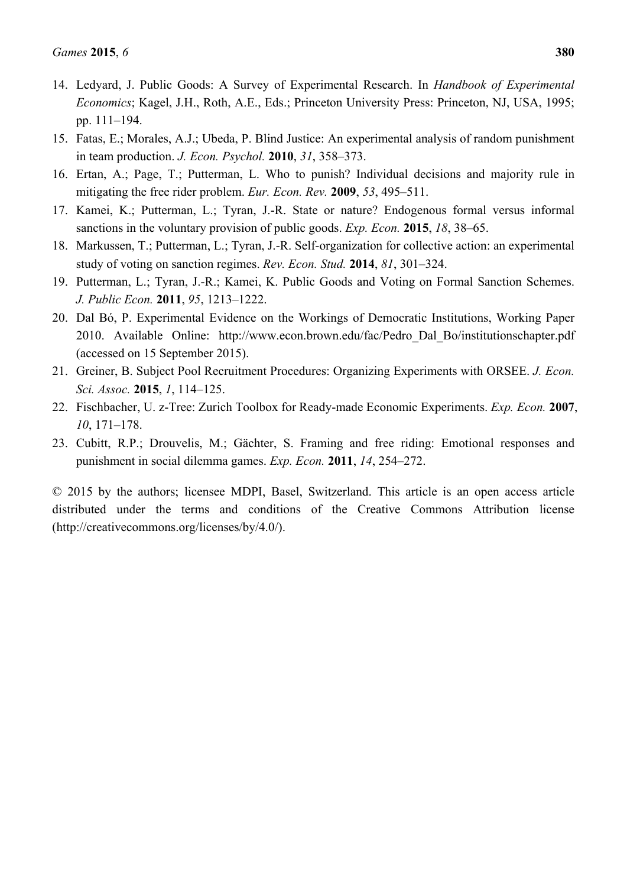14. Ledyard, J. Public Goods: A Survey of Experimental Research. In *Handbook of Experimental Economics*; Kagel, J.H., Roth, A.E., Eds.; Princeton University Press: Princeton, NJ, USA, 1995; pp. 111–194.
15. Fatas, E.; Morales, A.J.; Ubeda, P. Blind Justice: An experimental analysis of random punishment in team production. *J. Econ. Psychol.* **2010**, *31*, 358–373.
16. Ertan, A.; Page, T.; Putterman, L. Who to punish? Individual decisions and majority rule in mitigating the free rider problem. *Eur. Econ. Rev.* **2009**, *53*, 495–511.
17. Kamei, K.; Putterman, L.; Tyran, J.-R. State or nature? Endogenous formal versus informal sanctions in the voluntary provision of public goods. *Exp. Econ.* **2015**, *18*, 38–65.
18. Markussen, T.; Putterman, L.; Tyran, J.-R. Self-organization for collective action: an experimental study of voting on sanction regimes. *Rev. Econ. Stud.* **2014**, *81*, 301–324.
19. Putterman, L.; Tyran, J.-R.; Kamei, K. Public Goods and Voting on Formal Sanction Schemes. *J. Public Econ.* **2011**, *95*, 1213–1222.
20. Dal Bó, P. Experimental Evidence on the Workings of Democratic Institutions, Working Paper 2010. Available Online: http://www.econ.brown.edu/fac/Pedro_Dal_Bo/institutionschapter.pdf (accessed on 15 September 2015).
21. Greiner, B. Subject Pool Recruitment Procedures: Organizing Experiments with ORSEE. *J. Econ. Sci. Assoc.* **2015**, *1*, 114–125.
22. Fischbacher, U. z-Tree: Zurich Toolbox for Ready-made Economic Experiments. *Exp. Econ.* **2007**, *10*, 171–178.
23. Cubitt, R.P.; Drouvelis, M.; Gächter, S. Framing and free riding: Emotional responses and punishment in social dilemma games. *Exp. Econ.* **2011**, *14*, 254–272.

© 2015 by the authors; licensee MDPI, Basel, Switzerland. This article is an open access article distributed under the terms and conditions of the Creative Commons Attribution license (http://creativecommons.org/licenses/by/4.0/).